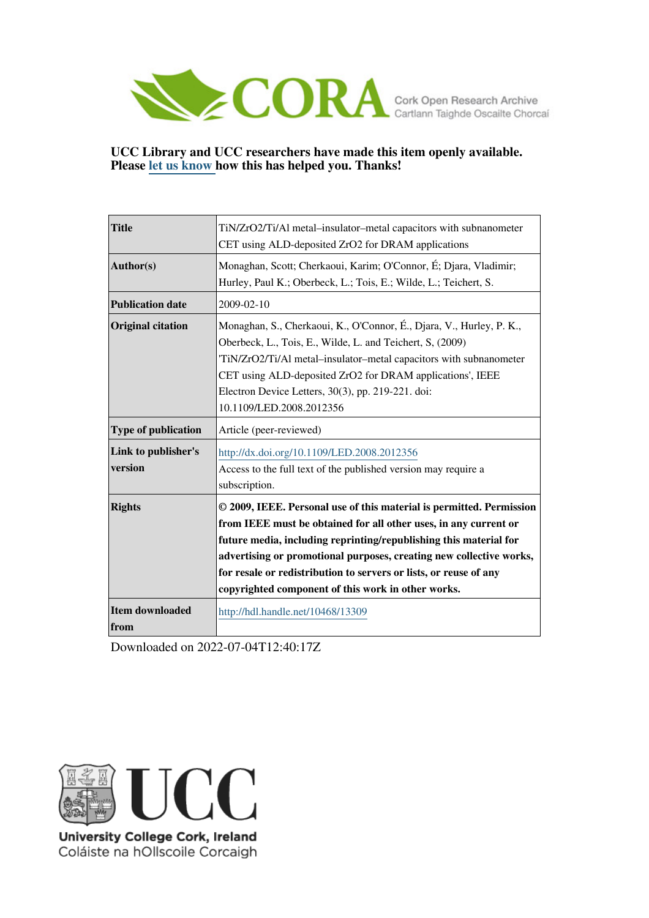CORA Cork Open Research Archive
Cartlann Taighde Oscailte Chorcaí

**UCC Library and UCC researchers have made this item openly available. Please let us know how this has helped you. Thanks!**

| | |
|---|---|
| **Title** | TiN/ZrO2/Ti/Al metal–insulator–metal capacitors with subnanometer CET using ALD-deposited ZrO2 for DRAM applications |
| **Author(s)** | Monaghan, Scott; Cherkaoui, Karim; O'Connor, É; Djara, Vladimir; Hurley, Paul K.; Oberbeck, L.; Tois, E.; Wilde, L.; Teichert, S. |
| **Publication date** | 2009-02-10 |
| **Original citation** | Monaghan, S., Cherkaoui, K., O'Connor, É., Djara, V., Hurley, P. K., Oberbeck, L., Tois, E., Wilde, L. and Teichert, S, (2009) 'TiN/ZrO2/Ti/Al metal–insulator–metal capacitors with subnanometer CET using ALD-deposited ZrO2 for DRAM applications', IEEE Electron Device Letters, 30(3), pp. 219-221. doi: 10.1109/LED.2008.2012356 |
| **Type of publication** | Article (peer-reviewed) |
| **Link to publisher's version** | http://dx.doi.org/10.1109/LED.2008.2012356 Access to the full text of the published version may require a subscription. |
| **Rights** | **© 2009, IEEE. Personal use of this material is permitted. Permission from IEEE must be obtained for all other uses, in any current or future media, including reprinting/republishing this material for advertising or promotional purposes, creating new collective works, for resale or redistribution to servers or lists, or reuse of any copyrighted component of this work in other works.** |
| **Item downloaded from** | http://hdl.handle.net/10468/13309 |

Downloaded on 2022-07-04T12:40:17Z

UCC
University College Cork, Ireland
Coláiste na hOllscoile Corcaigh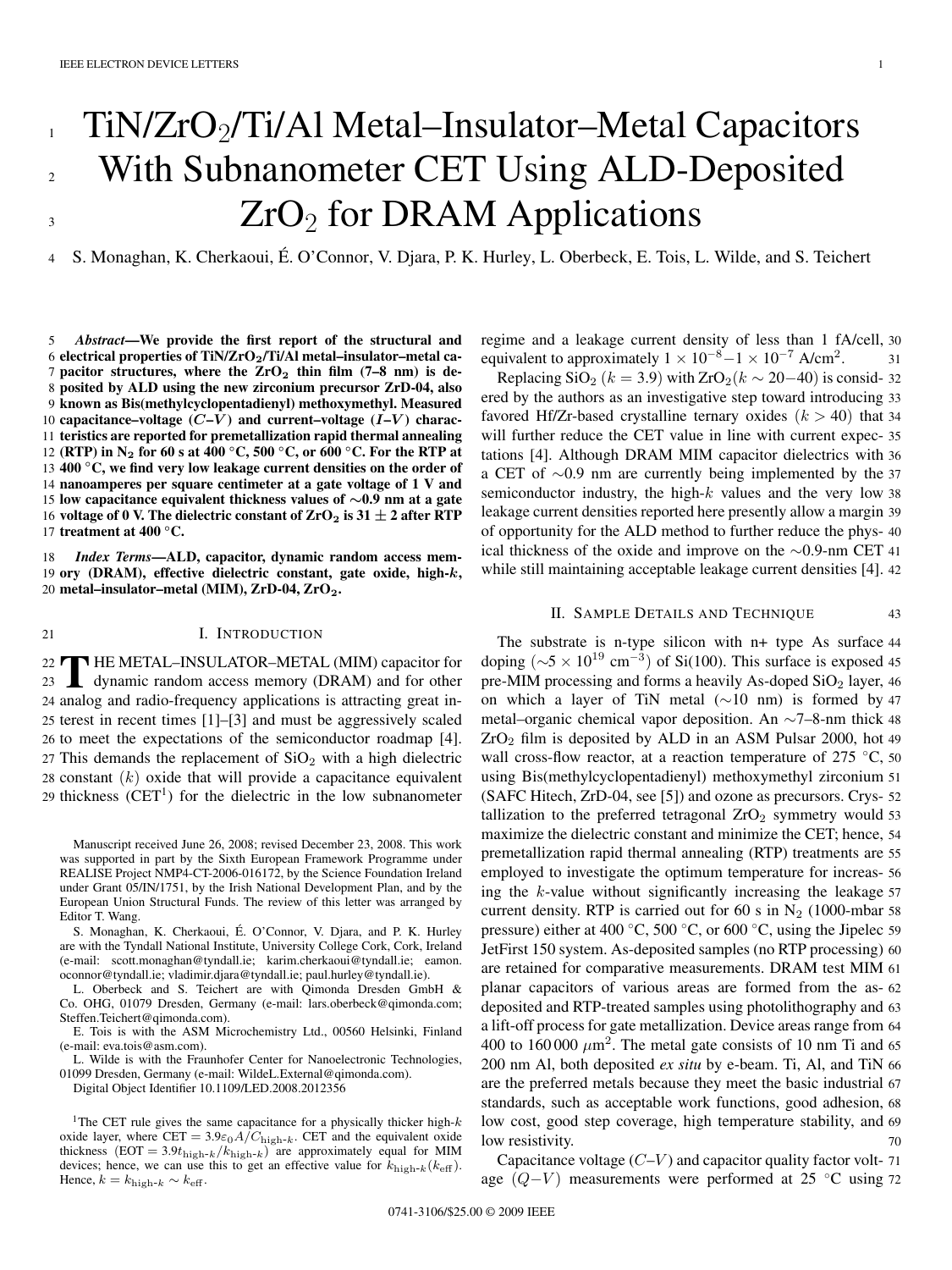# TiN/ZrO$_2$/Ti/Al Metal–Insulator–Metal Capacitors With Subnanometer CET Using ALD-Deposited ZrO$_2$ for DRAM Applications

S. Monaghan, K. Cherkaoui, É. O'Connor, V. Djara, P. K. Hurley, L. Oberbeck, E. Tois, L. Wilde, and S. Teichert

***Abstract*—We provide the first report of the structural and electrical properties of TiN/ZrO$_2$/Ti/Al metal–insulator–metal capacitor structures, where the ZrO$_2$ thin film (7–8 nm) is deposited by ALD using the new zirconium precursor ZrD-04, also known as Bis(methylcyclopentadienyl) methoxymethyl. Measured capacitance–voltage ($C$–$V$) and current–voltage ($I$–$V$) characteristics are reported for premetallization rapid thermal annealing (RTP) in N$_2$ for 60 s at 400 °C, 500 °C, or 600 °C. For the RTP at 400 °C, we find very low leakage current densities on the order of nanoamperes per square centimeter at a gate voltage of 1 V and low capacitance equivalent thickness values of ∼0.9 nm at a gate voltage of 0 V. The dielectric constant of ZrO$_2$ is 31 ± 2 after RTP treatment at 400 °C.**

***Index Terms*—ALD, capacitor, dynamic random access memory (DRAM), effective dielectric constant, gate oxide, high-$k$, metal–insulator–metal (MIM), ZrD-04, ZrO$_2$.**

## I. Introduction

THE METAL–INSULATOR–METAL (MIM) capacitor for dynamic random access memory (DRAM) and for other analog and radio-frequency applications is attracting great interest in recent times [1]–[3] and must be aggressively scaled to meet the expectations of the semiconductor roadmap [4]. This demands the replacement of SiO$_2$ with a high dielectric constant ($k$) oxide that will provide a capacitance equivalent thickness (CET[1]) for the dielectric in the low subnanometer regime and a leakage current density of less than 1 fA/cell, equivalent to approximately $1 \times 10^{-8}$–$1 \times 10^{-7}$ A/cm$^2$.

Replacing SiO$_2$ ($k = 3.9$) with ZrO$_2$($k \sim 20$–$40$) is considered by the authors as an investigative step toward introducing favored Hf/Zr-based crystalline ternary oxides ($k > 40$) that will further reduce the CET value in line with current expectations [4]. Although DRAM MIM capacitor dielectrics with a CET of ∼0.9 nm are currently being implemented by the semiconductor industry, the high-$k$ values and the very low leakage current densities reported here presently allow a margin of opportunity for the ALD method to further reduce the physical thickness of the oxide and improve on the ∼0.9-nm CET while still maintaining acceptable leakage current densities [4].

## II. Sample Details and Technique

The substrate is n-type silicon with n+ type As surface doping (∼$5 \times 10^{19}$ cm$^{-3}$) of Si(100). This surface is exposed pre-MIM processing and forms a heavily As-doped SiO$_2$ layer, on which a layer of TiN metal (∼10 nm) is formed by metal–organic chemical vapor deposition. An ∼7–8-nm thick ZrO$_2$ film is deposited by ALD in an ASM Pulsar 2000, hot wall cross-flow reactor, at a reaction temperature of 275 °C, using Bis(methylcyclopentadienyl) methoxymethyl zirconium (SAFC Hitech, ZrD-04, see [5]) and ozone as precursors. Crystallization to the preferred tetragonal ZrO$_2$ symmetry would maximize the dielectric constant and minimize the CET; hence, premetallization rapid thermal annealing (RTP) treatments are employed to investigate the optimum temperature for increasing the $k$-value without significantly increasing the leakage current density. RTP is carried out for 60 s in N$_2$ (1000-mbar pressure) either at 400 °C, 500 °C, or 600 °C, using the Jipelec JetFirst 150 system. As-deposited samples (no RTP processing) are retained for comparative measurements. DRAM test MIM planar capacitors of various areas are formed from the as-deposited and RTP-treated samples using photolithography and a lift-off process for gate metallization. Device areas range from 400 to 160 000 $\mu$m$^2$. The metal gate consists of 10 nm Ti and 200 nm Al, both deposited *ex situ* by e-beam. Ti, Al, and TiN are the preferred metals because they meet the basic industrial standards, such as acceptable work functions, good adhesion, low cost, good step coverage, high temperature stability, and low resistivity.

Capacitance voltage ($C$–$V$) and capacitor quality factor voltage ($Q$–$V$) measurements were performed at 25 °C using

---

Manuscript received June 26, 2008; revised December 23, 2008. This work was supported in part by the Sixth European Framework Programme under REALISE Project NMP4-CT-2006-016172, by the Science Foundation Ireland under Grant 05/IN/1751, by the Irish National Development Plan, and by the European Union Structural Funds. The review of this letter was arranged by Editor T. Wang.

S. Monaghan, K. Cherkaoui, É. O'Connor, V. Djara, and P. K. Hurley are with the Tyndall National Institute, University College Cork, Cork, Ireland (e-mail: scott.monaghan@tyndall.ie; karim.cherkaoui@tyndall.ie; eamon.oconnor@tyndall.ie; vladimir.djara@tyndall.ie; paul.hurley@tyndall.ie).

L. Oberbeck and S. Teichert are with Qimonda Dresden GmbH & Co. OHG, 01079 Dresden, Germany (e-mail: lars.oberbeck@qimonda.com; Steffen.Teichert@qimonda.com).

E. Tois is with the ASM Microchemistry Ltd., 00560 Helsinki, Finland (e-mail: eva.tois@asm.com).

L. Wilde is with the Fraunhofer Center for Nanoelectronic Technologies, 01099 Dresden, Germany (e-mail: WildeL.External@qimonda.com).

Digital Object Identifier 10.1109/LED.2008.2012356

[1]The CET rule gives the same capacitance for a physically thicker high-$k$ oxide layer, where $\text{CET} = 3.9\varepsilon_0 A / C_{\text{high-}k}$. CET and the equivalent oxide thickness ($\text{EOT} = 3.9 t_{\text{high-}k}/k_{\text{high-}k}$) are approximately equal for MIM devices; hence, we can use this to get an effective value for $k_{\text{high-}k}(k_{\text{eff}})$. Hence, $k = k_{\text{high-}k} \sim k_{\text{eff}}$.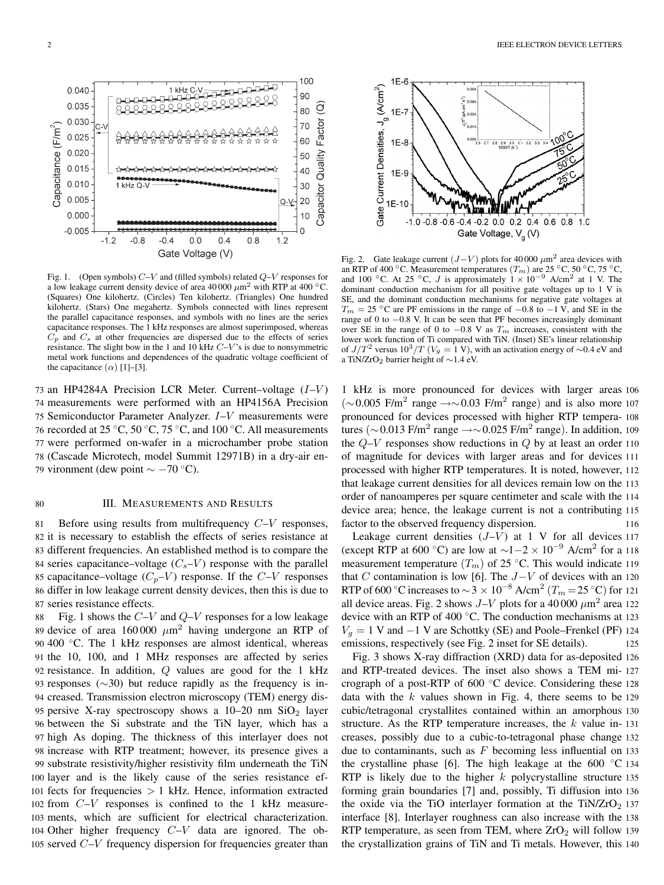Fig. 1. (Open symbols) $C$–$V$ and (filled symbols) related $Q$–$V$ responses for a low leakage current density device of area 40 000 $\mu$m$^2$ with RTP at 400 °C. (Squares) One kilohertz. (Circles) Ten kilohertz. (Triangles) One hundred kilohertz. (Stars) One megahertz. Symbols connected with lines represent the parallel capacitance responses, and symbols with no lines are the series capacitance responses. The 1 kHz responses are almost superimposed, whereas $C_p$ and $C_s$ at other frequencies are dispersed due to the effects of series resistance. The slight bow in the 1 and 10 kHz $C$–$V$'s is due to nonsymmetric metal work functions and dependences of the quadratic voltage coefficient of the capacitance ($\alpha$) [1]–[3].

Fig. 2. Gate leakage current ($J$–$V$) plots for 40 000 $\mu$m$^2$ area devices with an RTP of 400 °C. Measurement temperatures ($T_m$) are 25 °C, 50 °C, 75 °C, and 100 °C. At 25 °C, $J$ is approximately $1 \times 10^{-9}$ A/cm$^2$ at 1 V. The dominant conduction mechanism for all positive gate voltages up to 1 V is SE, and the dominant conduction mechanisms for negative gate voltages at $T_m = 25$ °C are PF emissions in the range of −0.8 to −1 V, and SE in the range of 0 to −0.8 V. It can be seen that PF becomes increasingly dominant over SE in the range of 0 to −0.8 V as $T_m$ increases, consistent with the lower work function of Ti compared with TiN. (Inset) SE's linear relationship of $J/T^2$ versus $10^3/T$ ($V_g = 1$ V), with an activation energy of ∼0.4 eV and a TiN/$ZrO_2$ barrier height of ∼1.4 eV.

an HP4284A Precision LCR Meter. Current–voltage ($I$–$V$) measurements were performed with an HP4156A Precision Semiconductor Parameter Analyzer. $I$–$V$ measurements were recorded at 25 °C, 50 °C, 75 °C, and 100 °C. All measurements were performed on-wafer in a microchamber probe station (Cascade Microtech, model Summit 12971B) in a dry-air environment (dew point ∼ −70 °C).

## III. Measurements and Results

Before using results from multifrequency $C$–$V$ responses, it is necessary to establish the effects of series resistance at different frequencies. An established method is to compare the series capacitance–voltage ($C_s$–$V$) response with the parallel capacitance–voltage ($C_p$–$V$) response. If the $C$–$V$ responses differ in low leakage current density devices, then this is due to series resistance effects.

Fig. 1 shows the $C$–$V$ and $Q$–$V$ responses for a low leakage device of area 160 000 $\mu$m$^2$ having undergone an RTP of 400 °C. The 1 kHz responses are almost identical, whereas the 10, 100, and 1 MHz responses are affected by series resistance. In addition, $Q$ values are good for the 1 kHz responses (∼30) but reduce rapidly as the frequency is increased. Transmission electron microscopy (TEM) energy dispersive X-ray spectroscopy shows a 10–20 nm $SiO_2$ layer between the Si substrate and the TiN layer, which has a high As doping. The thickness of this interlayer does not increase with RTP treatment; however, its presence gives a substrate resistivity/higher resistivity film underneath the TiN layer and is the likely cause of the series resistance effects for frequencies > 1 kHz. Hence, information extracted from $C$–$V$ responses is confined to the 1 kHz measurements, which are sufficient for electrical characterization. Other higher frequency $C$–$V$ data are ignored. The observed $C$–$V$ frequency dispersion for frequencies greater than 1 kHz is more pronounced for devices with larger areas (∼0.005 F/m$^2$ range →∼0.03 F/m$^2$ range) and is also more pronounced for devices processed with higher RTP temperatures (∼0.013 F/m$^2$ range →∼0.025 F/m$^2$ range). In addition, the $Q$–$V$ responses show reductions in $Q$ by at least an order of magnitude for devices with larger areas and for devices processed with higher RTP temperatures. It is noted, however, that leakage current densities for all devices remain low on the order of nanoamperes per square centimeter and scale with the device area; hence, the leakage current is not a contributing factor to the observed frequency dispersion.

Leakage current densities ($J$–$V$) at 1 V for all devices (except RTP at 600 °C) are low at ∼$1$–$2 \times 10^{-9}$ A/cm$^2$ for a measurement temperature ($T_m$) of 25 °C. This would indicate that $C$ contamination is low [6]. The $J$–$V$ of devices with an RTP of 600 °C increases to ∼$3 \times 10^{-8}$ A/cm$^2$ ($T_m = 25$ °C) for all device areas. Fig. 2 shows $J$–$V$ plots for a 40 000 $\mu$m$^2$ area device with an RTP of 400 °C. The conduction mechanisms at $V_g = 1$ V and −1 V are Schottky (SE) and Poole–Frenkel (PF) emissions, respectively (see Fig. 2 inset for SE details).

Fig. 3 shows X-ray diffraction (XRD) data for as-deposited and RTP-treated devices. The inset also shows a TEM micrograph of a post-RTP of 600 °C device. Considering these data with the $k$ values shown in Fig. 4, there seems to be cubic/tetragonal crystallites contained within an amorphous structure. As the RTP temperature increases, the $k$ value increases, possibly due to a cubic-to-tetragonal phase change due to contaminants, such as $F$ becoming less influential on the crystalline phase [6]. The high leakage at the 600 °C RTP is likely due to the higher $k$ polycrystalline structure forming grain boundaries [7] and, possibly, Ti diffusion into the oxide via the TiO interlayer formation at the TiN/$ZrO_2$ interface [8]. Interlayer roughness can also increase with the RTP temperature, as seen from TEM, where $ZrO_2$ will follow the crystallization grains of TiN and Ti metals. However, this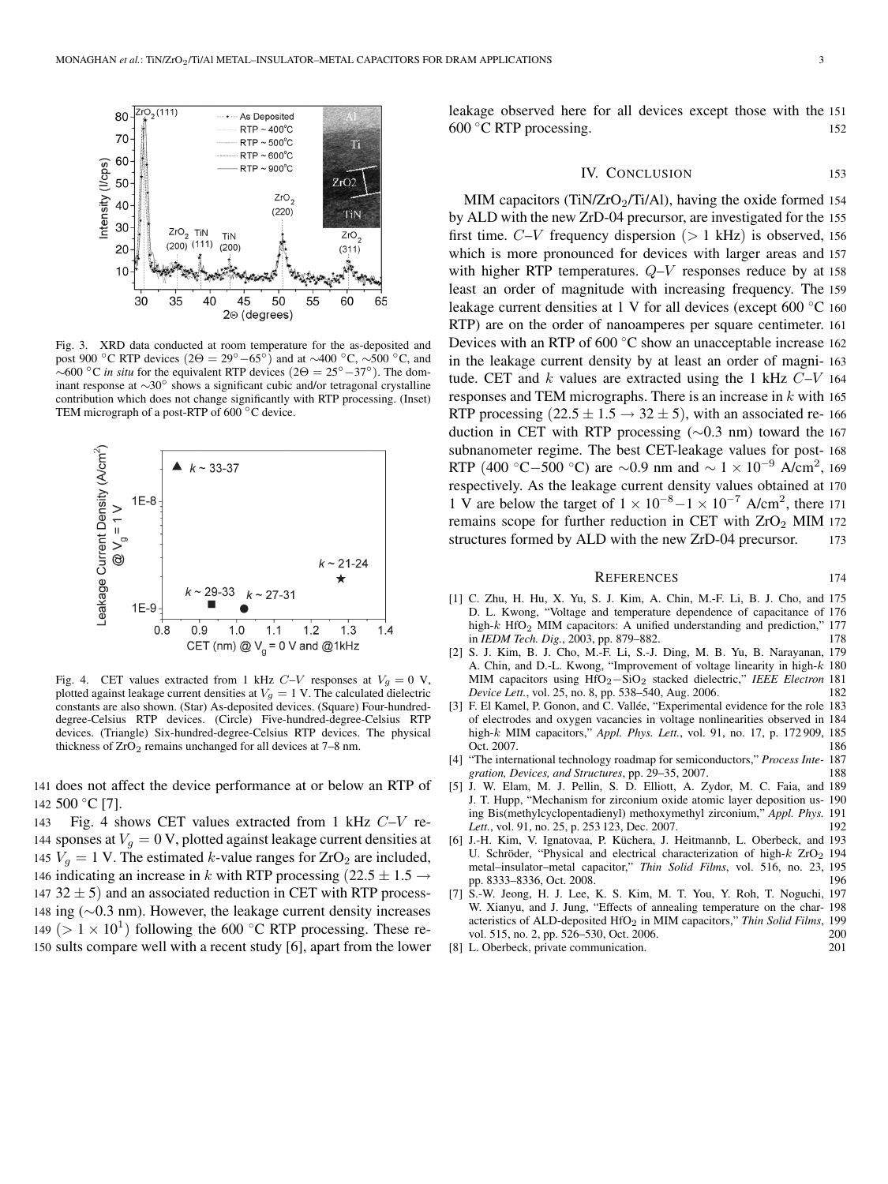80
ZrO2(111)
As Deposited
RTP ~ 400°C
RTP ~ 500°C
RTP ~ 600°C
RTP ~ 900°C
Al
Ti
ZrO2
TiN
Intensity (I/cps)
ZrO2 (220)
ZrO2 (200)
TiN (111)
TiN (200)
ZrO2 (311)
30 35 40 45 50 55 60 65
2Θ (degrees)

Fig. 3. XRD data conducted at room temperature for the as-deposited and post 900 °C RTP devices ($2\Theta = 29°-65°$) and at ~400 °C, ~500 °C, and ~600 °C *in situ* for the equivalent RTP devices ($2\Theta = 25°-37°$). The dominant response at ~30° shows a significant cubic and/or tetragonal crystalline contribution which does not change significantly with RTP processing. (Inset) TEM micrograph of a post-RTP of 600 °C device.

Leakage Current Density (A/cm²) @ Vg = 1 V
1E-8
1E-9
k ~ 33-37
k ~ 21-24
k ~ 29-33
k ~ 27-31
0.8 0.9 1.0 1.1 1.2 1.3 1.4
CET (nm) @ Vg = 0 V and @1kHz

Fig. 4. CET values extracted from 1 kHz $C$–$V$ responses at $V_g = 0$ V, plotted against leakage current densities at $V_g = 1$ V. The calculated dielectric constants are also shown. (Star) As-deposited devices. (Square) Four-hundred-degree-Celsius RTP devices. (Circle) Five-hundred-degree-Celsius RTP devices. (Triangle) Six-hundred-degree-Celsius RTP devices. The physical thickness of $ZrO_2$ remains unchanged for all devices at 7–8 nm.

does not affect the device performance at or below an RTP of 500 °C [7].

Fig. 4 shows CET values extracted from 1 kHz $C$–$V$ responses at $V_g = 0$ V, plotted against leakage current densities at $V_g = 1$ V. The estimated $k$-value ranges for $ZrO_2$ are included, indicating an increase in $k$ with RTP processing ($22.5 \pm 1.5 \rightarrow 32 \pm 5$) and an associated reduction in CET with RTP processing (~0.3 nm). However, the leakage current density increases ($> 1 \times 10^1$) following the 600 °C RTP processing. These results compare well with a recent study [6], apart from the lower leakage observed here for all devices except those with the 600 °C RTP processing.

## IV. Conclusion

MIM capacitors (TiN/$ZrO_2$/Ti/Al), having the oxide formed by ALD with the new ZrD-04 precursor, are investigated for the first time. $C$–$V$ frequency dispersion ($> 1$ kHz) is observed, which is more pronounced for devices with larger areas and with higher RTP temperatures. $Q$–$V$ responses reduce by at least an order of magnitude with increasing frequency. The leakage current densities at 1 V for all devices (except 600 °C RTP) are on the order of nanoamperes per square centimeter. Devices with an RTP of 600 °C show an unacceptable increase in the leakage current density by at least an order of magnitude. CET and $k$ values are extracted using the 1 kHz $C$–$V$ responses and TEM micrographs. There is an increase in $k$ with RTP processing ($22.5 \pm 1.5 \rightarrow 32 \pm 5$), with an associated reduction in CET with RTP processing (~0.3 nm) toward the subnanometer regime. The best CET-leakage values for post-RTP (400 °C–500 °C) are ~0.9 nm and $\sim 1 \times 10^{-9}$ A/cm², respectively. As the leakage current density values obtained at 1 V are below the target of $1 \times 10^{-8}$–$1 \times 10^{-7}$ A/cm², there remains scope for further reduction in CET with $ZrO_2$ MIM structures formed by ALD with the new ZrD-04 precursor.

## References

[1] C. Zhu, H. Hu, X. Yu, S. J. Kim, A. Chin, M.-F. Li, B. J. Cho, and D. L. Kwong, "Voltage and temperature dependence of capacitance of high-$k$ $HfO_2$ MIM capacitors: A unified understanding and prediction," in *IEDM Tech. Dig.*, 2003, pp. 879–882.

[2] S. J. Kim, B. J. Cho, M.-F. Li, S.-J. Ding, M. B. Yu, B. Narayanan, A. Chin, and D.-L. Kwong, "Improvement of voltage linearity in high-$k$ MIM capacitors using $HfO_2$–$SiO_2$ stacked dielectric," *IEEE Electron Device Lett.*, vol. 25, no. 8, pp. 538–540, Aug. 2006.

[3] F. El Kamel, P. Gonon, and C. Vallée, "Experimental evidence for the role of electrodes and oxygen vacancies in voltage nonlinearities observed in high-$k$ MIM capacitors," *Appl. Phys. Lett.*, vol. 91, no. 17, p. 172 909, Oct. 2007.

[4] "The international technology roadmap for semiconductors," *Process Integration, Devices, and Structures*, pp. 29–35, 2007.

[5] J. W. Elam, M. J. Pellin, S. D. Elliott, A. Zydor, M. C. Faia, and J. T. Hupp, "Mechanism for zirconium oxide atomic layer deposition using Bis(methylcyclopentadienyl) methoxymethyl zirconium," *Appl. Phys. Lett.*, vol. 91, no. 25, p. 253 123, Dec. 2007.

[6] J.-H. Kim, V. Ignatovaa, P. Küchera, J. Heitmannb, L. Oberbeck, and U. Schröder, "Physical and electrical characterization of high-$k$ $ZrO_2$ metal–insulator–metal capacitor," *Thin Solid Films*, vol. 516, no. 23, pp. 8333–8336, Oct. 2008.

[7] S.-W. Jeong, H. J. Lee, K. S. Kim, M. T. You, Y. Roh, T. Noguchi, W. Xianyu, and J. Jung, "Effects of annealing temperature on the characteristics of ALD-deposited $HfO_2$ in MIM capacitors," *Thin Solid Films*, vol. 515, no. 2, pp. 526–530, Oct. 2006.

[8] L. Oberbeck, private communication.